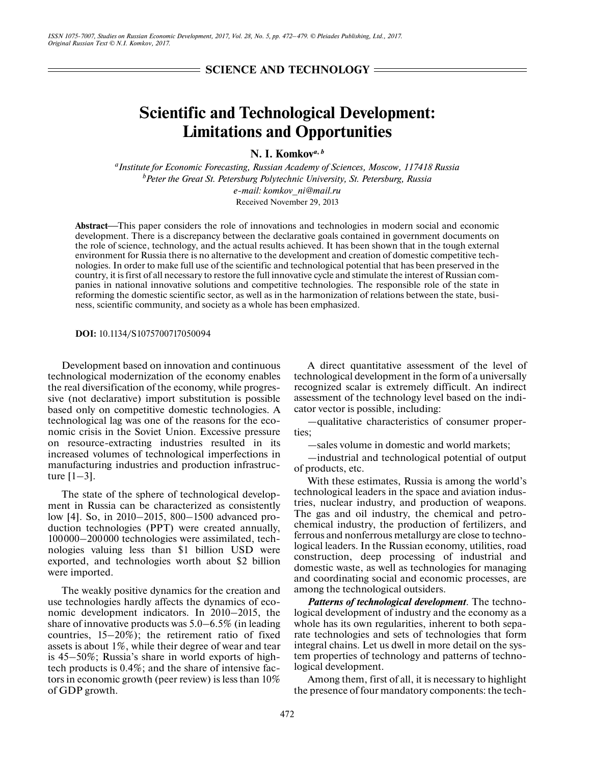SCIENCE AND TECHNOLOGY

# Scientific and Technological Development: Limitations and Opportunities

**N. I. Komkov**[a, b]

[a] *Institute for Economic Forecasting, Russian Academy of Sciences, Moscow, 117418 Russia*
[b] *Peter the Great St. Petersburg Polytechnic University, St. Petersburg, Russia*
*e-mail: komkov_ni@mail.ru*
Received November 29, 2013

**Abstract**—This paper considers the role of innovations and technologies in modern social and economic development. There is a discrepancy between the declarative goals contained in government documents on the role of science, technology, and the actual results achieved. It has been shown that in the tough external environment for Russia there is no alternative to the development and creation of domestic competitive technologies. In order to make full use of the scientific and technological potential that has been preserved in the country, it is first of all necessary to restore the full innovative cycle and stimulate the interest of Russian companies in national innovative solutions and competitive technologies. The responsible role of the state in reforming the domestic scientific sector, as well as in the harmonization of relations between the state, business, scientific community, and society as a whole has been emphasized.

**DOI:** 10.1134/S1075700717050094

Development based on innovation and continuous technological modernization of the economy enables the real diversification of the economy, while progressive (not declarative) import substitution is possible based only on competitive domestic technologies. A technological lag was one of the reasons for the economic crisis in the Soviet Union. Excessive pressure on resource-extracting industries resulted in its increased volumes of technological imperfections in manufacturing industries and production infrastructure [1–3].

The state of the sphere of technological development in Russia can be characterized as consistently low [4]. So, in 2010–2015, 800–1500 advanced production technologies (PPT) were created annually, 100000–200000 technologies were assimilated, technologies valuing less than \$1 billion USD were exported, and technologies worth about \$2 billion were imported.

The weakly positive dynamics for the creation and use technologies hardly affects the dynamics of economic development indicators. In 2010–2015, the share of innovative products was 5.0–6.5% (in leading countries, 15–20%); the retirement ratio of fixed assets is about 1%, while their degree of wear and tear is 45–50%; Russia's share in world exports of high-tech products is 0.4%; and the share of intensive factors in economic growth (peer review) is less than 10% of GDP growth.

A direct quantitative assessment of the level of technological development in the form of a universally recognized scalar is extremely difficult. An indirect assessment of the technology level based on the indicator vector is possible, including:

—qualitative characteristics of consumer properties;

—sales volume in domestic and world markets;

—industrial and technological potential of output of products, etc.

With these estimates, Russia is among the world's technological leaders in the space and aviation industries, nuclear industry, and production of weapons. The gas and oil industry, the chemical and petrochemical industry, the production of fertilizers, and ferrous and nonferrous metallurgy are close to technological leaders. In the Russian economy, utilities, road construction, deep processing of industrial and domestic waste, as well as technologies for managing and coordinating social and economic processes, are among the technological outsiders.

***Patterns of technological development***. The technological development of industry and the economy as a whole has its own regularities, inherent to both separate technologies and sets of technologies that form integral chains. Let us dwell in more detail on the system properties of technology and patterns of technological development.

Among them, first of all, it is necessary to highlight the presence of four mandatory components: the tech-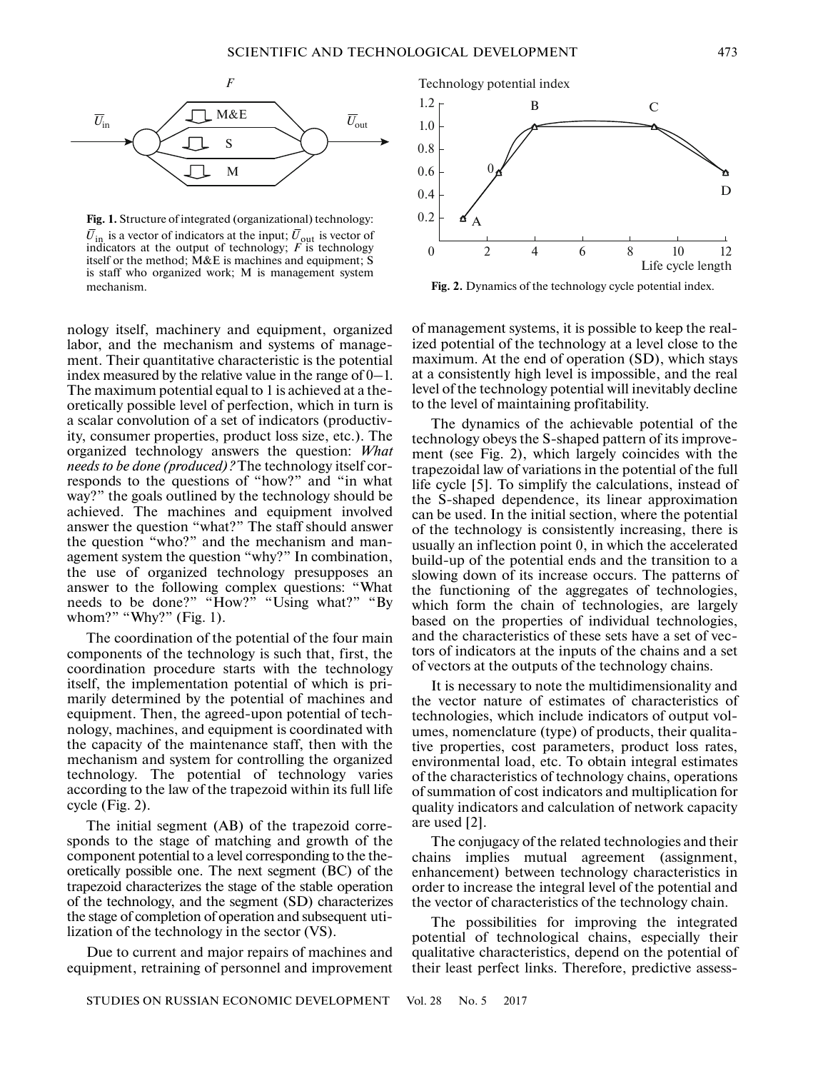F

$\overline{U}_{\text{in}}$

M&E

S

M

$\overline{U}_{\text{out}}$

**Fig. 1.** Structure of integrated (organizational) technology: $\overline{U}_{\text{in}}$ is a vector of indicators at the input; $\overline{U}_{\text{out}}$ is vector of indicators at the output of technology; $F$ is technology itself or the method; M&E is machines and equipment; S is staff who organized work; M is management system mechanism.

Technology potential index

1.2
1.0
0.8
0.6
0.4
0.2
0
2
4
6
8
10
12

A
0
B
C
D

Life cycle length

**Fig. 2.** Dynamics of the technology cycle potential index.

nology itself, machinery and equipment, organized labor, and the mechanism and systems of management. Their quantitative characteristic is the potential index measured by the relative value in the range of 0–1. The maximum potential equal to 1 is achieved at a theoretically possible level of perfection, which in turn is a scalar convolution of a set of indicators (productivity, consumer properties, product loss size, etc.). The organized technology answers the question: *What needs to be done (produced)?* The technology itself corresponds to the questions of "how?" and "in what way?" the goals outlined by the technology should be achieved. The machines and equipment involved answer the question "what?" The staff should answer the question "who?" and the mechanism and management system the question "why?" In combination, the use of organized technology presupposes an answer to the following complex questions: "What needs to be done?" "How?" "Using what?" "By whom?" "Why?" (Fig. 1).

The coordination of the potential of the four main components of the technology is such that, first, the coordination procedure starts with the technology itself, the implementation potential of which is primarily determined by the potential of machines and equipment. Then, the agreed-upon potential of technology, machines, and equipment is coordinated with the capacity of the maintenance staff, then with the mechanism and system for controlling the organized technology. The potential of technology varies according to the law of the trapezoid within its full life cycle (Fig. 2).

The initial segment (AB) of the trapezoid corresponds to the stage of matching and growth of the component potential to a level corresponding to the theoretically possible one. The next segment (BC) of the trapezoid characterizes the stage of the stable operation of the technology, and the segment (SD) characterizes the stage of completion of operation and subsequent utilization of the technology in the sector (VS).

Due to current and major repairs of machines and equipment, retraining of personnel and improvement of management systems, it is possible to keep the realized potential of the technology at a level close to the maximum. At the end of operation (SD), which stays at a consistently high level is impossible, and the real level of the technology potential will inevitably decline to the level of maintaining profitability.

The dynamics of the achievable potential of the technology obeys the S-shaped pattern of its improvement (see Fig. 2), which largely coincides with the trapezoidal law of variations in the potential of the full life cycle [5]. To simplify the calculations, instead of the S-shaped dependence, its linear approximation can be used. In the initial section, where the potential of the technology is consistently increasing, there is usually an inflection point 0, in which the accelerated build-up of the potential ends and the transition to a slowing down of its increase occurs. The patterns of the functioning of the aggregates of technologies, which form the chain of technologies, are largely based on the properties of individual technologies, and the characteristics of these sets have a set of vectors of indicators at the inputs of the chains and a set of vectors at the outputs of the technology chains.

It is necessary to note the multidimensionality and the vector nature of estimates of characteristics of technologies, which include indicators of output volumes, nomenclature (type) of products, their qualitative properties, cost parameters, product loss rates, environmental load, etc. To obtain integral estimates of the characteristics of technology chains, operations of summation of cost indicators and multiplication for quality indicators and calculation of network capacity are used [2].

The conjugacy of the related technologies and their chains implies mutual agreement (assignment, enhancement) between technology characteristics in order to increase the integral level of the potential and the vector of characteristics of the technology chain.

The possibilities for improving the integrated potential of technological chains, especially their qualitative characteristics, depend on the potential of their least perfect links. Therefore, predictive assess-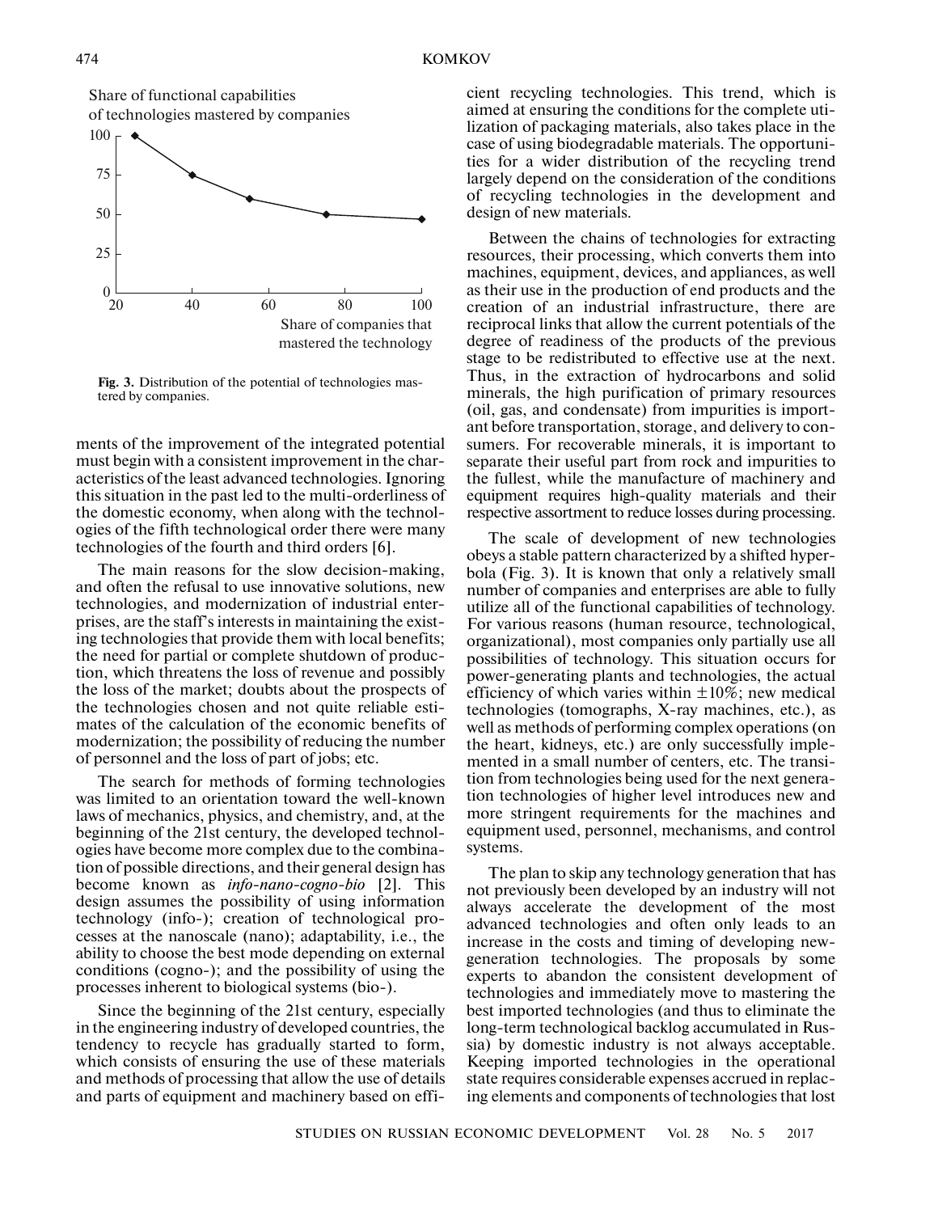Share of functional capabilities of technologies mastered by companies

Share of companies that mastered the technology

**Fig. 3.** Distribution of the potential of technologies mastered by companies.

ments of the improvement of the integrated potential must begin with a consistent improvement in the characteristics of the least advanced technologies. Ignoring this situation in the past led to the multi-orderliness of the domestic economy, when along with the technologies of the fifth technological order there were many technologies of the fourth and third orders [6].

The main reasons for the slow decision-making, and often the refusal to use innovative solutions, new technologies, and modernization of industrial enterprises, are the staff's interests in maintaining the existing technologies that provide them with local benefits; the need for partial or complete shutdown of production, which threatens the loss of revenue and possibly the loss of the market; doubts about the prospects of the technologies chosen and not quite reliable estimates of the calculation of the economic benefits of modernization; the possibility of reducing the number of personnel and the loss of part of jobs; etc.

The search for methods of forming technologies was limited to an orientation toward the well-known laws of mechanics, physics, and chemistry, and, at the beginning of the 21st century, the developed technologies have become more complex due to the combination of possible directions, and their general design has become known as *info-nano-cogno-bio* [2]. This design assumes the possibility of using information technology (info-); creation of technological processes at the nanoscale (nano); adaptability, i.e., the ability to choose the best mode depending on external conditions (cogno-); and the possibility of using the processes inherent to biological systems (bio-).

Since the beginning of the 21st century, especially in the engineering industry of developed countries, the tendency to recycle has gradually started to form, which consists of ensuring the use of these materials and methods of processing that allow the use of details and parts of equipment and machinery based on efficient recycling technologies. This trend, which is aimed at ensuring the conditions for the complete utilization of packaging materials, also takes place in the case of using biodegradable materials. The opportunities for a wider distribution of the recycling trend largely depend on the consideration of the conditions of recycling technologies in the development and design of new materials.

Between the chains of technologies for extracting resources, their processing, which converts them into machines, equipment, devices, and appliances, as well as their use in the production of end products and the creation of an industrial infrastructure, there are reciprocal links that allow the current potentials of the degree of readiness of the products of the previous stage to be redistributed to effective use at the next. Thus, in the extraction of hydrocarbons and solid minerals, the high purification of primary resources (oil, gas, and condensate) from impurities is important before transportation, storage, and delivery to consumers. For recoverable minerals, it is important to separate their useful part from rock and impurities to the fullest, while the manufacture of machinery and equipment requires high-quality materials and their respective assortment to reduce losses during processing.

The scale of development of new technologies obeys a stable pattern characterized by a shifted hyperbola (Fig. 3). It is known that only a relatively small number of companies and enterprises are able to fully utilize all of the functional capabilities of technology. For various reasons (human resource, technological, organizational), most companies only partially use all possibilities of technology. This situation occurs for power-generating plants and technologies, the actual efficiency of which varies within $\pm 10\%$; new medical technologies (tomographs, X-ray machines, etc.), as well as methods of performing complex operations (on the heart, kidneys, etc.) are only successfully implemented in a small number of centers, etc. The transition from technologies being used for the next generation technologies of higher level introduces new and more stringent requirements for the machines and equipment used, personnel, mechanisms, and control systems.

The plan to skip any technology generation that has not previously been developed by an industry will not always accelerate the development of the most advanced technologies and often only leads to an increase in the costs and timing of developing new-generation technologies. The proposals by some experts to abandon the consistent development of technologies and immediately move to mastering the best imported technologies (and thus to eliminate the long-term technological backlog accumulated in Russia) by domestic industry is not always acceptable. Keeping imported technologies in the operational state requires considerable expenses accrued in replacing elements and components of technologies that lost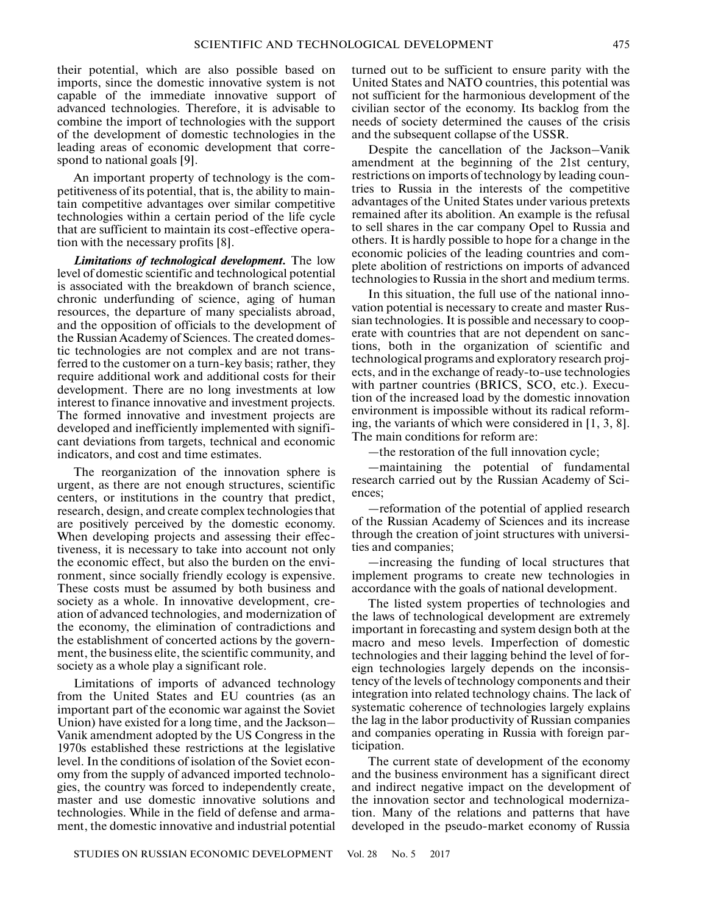their potential, which are also possible based on imports, since the domestic innovative system is not capable of the immediate innovative support of advanced technologies. Therefore, it is advisable to combine the import of technologies with the support of the development of domestic technologies in the leading areas of economic development that correspond to national goals [9].

An important property of technology is the competitiveness of its potential, that is, the ability to maintain competitive advantages over similar competitive technologies within a certain period of the life cycle that are sufficient to maintain its cost-effective operation with the necessary profits [8].

***Limitations of technological development.*** The low level of domestic scientific and technological potential is associated with the breakdown of branch science, chronic underfunding of science, aging of human resources, the departure of many specialists abroad, and the opposition of officials to the development of the Russian Academy of Sciences. The created domestic technologies are not complex and are not transferred to the customer on a turn-key basis; rather, they require additional work and additional costs for their development. There are no long investments at low interest to finance innovative and investment projects. The formed innovative and investment projects are developed and inefficiently implemented with significant deviations from targets, technical and economic indicators, and cost and time estimates.

The reorganization of the innovation sphere is urgent, as there are not enough structures, scientific centers, or institutions in the country that predict, research, design, and create complex technologies that are positively perceived by the domestic economy. When developing projects and assessing their effectiveness, it is necessary to take into account not only the economic effect, but also the burden on the environment, since socially friendly ecology is expensive. These costs must be assumed by both business and society as a whole. In innovative development, creation of advanced technologies, and modernization of the economy, the elimination of contradictions and the establishment of concerted actions by the government, the business elite, the scientific community, and society as a whole play a significant role.

Limitations of imports of advanced technology from the United States and EU countries (as an important part of the economic war against the Soviet Union) have existed for a long time, and the Jackson–Vanik amendment adopted by the US Congress in the 1970s established these restrictions at the legislative level. In the conditions of isolation of the Soviet economy from the supply of advanced imported technologies, the country was forced to independently create, master and use domestic innovative solutions and technologies. While in the field of defense and armament, the domestic innovative and industrial potential turned out to be sufficient to ensure parity with the United States and NATO countries, this potential was not sufficient for the harmonious development of the civilian sector of the economy. Its backlog from the needs of society determined the causes of the crisis and the subsequent collapse of the USSR.

Despite the cancellation of the Jackson–Vanik amendment at the beginning of the 21st century, restrictions on imports of technology by leading countries to Russia in the interests of the competitive advantages of the United States under various pretexts remained after its abolition. An example is the refusal to sell shares in the car company Opel to Russia and others. It is hardly possible to hope for a change in the economic policies of the leading countries and complete abolition of restrictions on imports of advanced technologies to Russia in the short and medium terms.

In this situation, the full use of the national innovation potential is necessary to create and master Russian technologies. It is possible and necessary to cooperate with countries that are not dependent on sanctions, both in the organization of scientific and technological programs and exploratory research projects, and in the exchange of ready-to-use technologies with partner countries (BRICS, SCO, etc.). Execution of the increased load by the domestic innovation environment is impossible without its radical reforming, the variants of which were considered in [1, 3, 8]. The main conditions for reform are:

—the restoration of the full innovation cycle;

—maintaining the potential of fundamental research carried out by the Russian Academy of Sciences;

—reformation of the potential of applied research of the Russian Academy of Sciences and its increase through the creation of joint structures with universities and companies;

—increasing the funding of local structures that implement programs to create new technologies in accordance with the goals of national development.

The listed system properties of technologies and the laws of technological development are extremely important in forecasting and system design both at the macro and meso levels. Imperfection of domestic technologies and their lagging behind the level of foreign technologies largely depends on the inconsistency of the levels of technology components and their integration into related technology chains. The lack of systematic coherence of technologies largely explains the lag in the labor productivity of Russian companies and companies operating in Russia with foreign participation.

The current state of development of the economy and the business environment has a significant direct and indirect negative impact on the development of the innovation sector and technological modernization. Many of the relations and patterns that have developed in the pseudo-market economy of Russia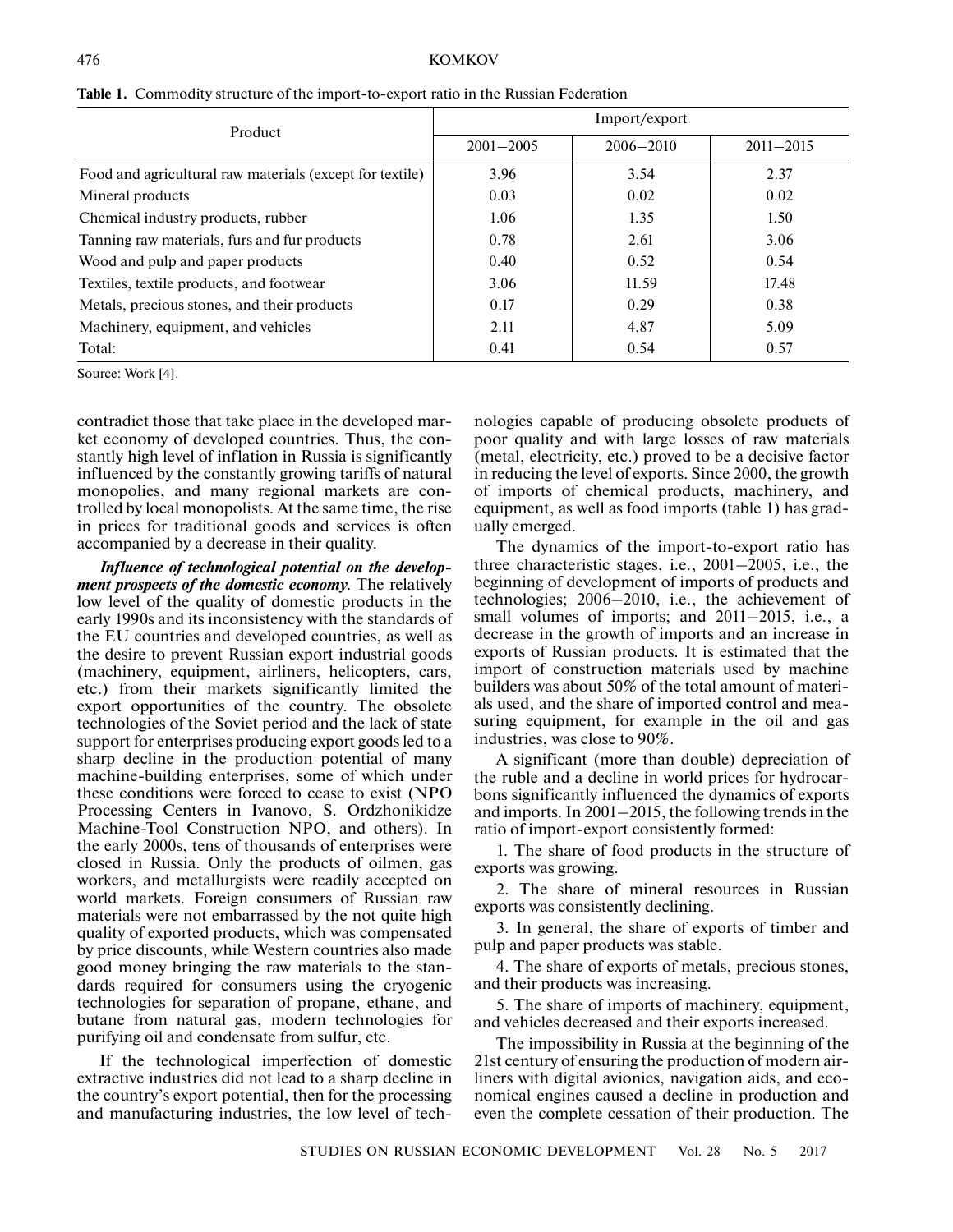**Table 1.** Commodity structure of the import-to-export ratio in the Russian Federation

| Product | Import/export | | |
|---|---|---|---|
| | 2001–2005 | 2006–2010 | 2011–2015 |
| Food and agricultural raw materials (except for textile) | 3.96 | 3.54 | 2.37 |
| Mineral products | 0.03 | 0.02 | 0.02 |
| Chemical industry products, rubber | 1.06 | 1.35 | 1.50 |
| Tanning raw materials, furs and fur products | 0.78 | 2.61 | 3.06 |
| Wood and pulp and paper products | 0.40 | 0.52 | 0.54 |
| Textiles, textile products, and footwear | 3.06 | 11.59 | 17.48 |
| Metals, precious stones, and their products | 0.17 | 0.29 | 0.38 |
| Machinery, equipment, and vehicles | 2.11 | 4.87 | 5.09 |
| Total: | 0.41 | 0.54 | 0.57 |

Source: Work [4].

contradict those that take place in the developed market economy of developed countries. Thus, the constantly high level of inflation in Russia is significantly influenced by the constantly growing tariffs of natural monopolies, and many regional markets are controlled by local monopolists. At the same time, the rise in prices for traditional goods and services is often accompanied by a decrease in their quality.

***Influence of technological potential on the development prospects of the domestic economy.*** The relatively low level of the quality of domestic products in the early 1990s and its inconsistency with the standards of the EU countries and developed countries, as well as the desire to prevent Russian export industrial goods (machinery, equipment, airliners, helicopters, cars, etc.) from their markets significantly limited the export opportunities of the country. The obsolete technologies of the Soviet period and the lack of state support for enterprises producing export goods led to a sharp decline in the production potential of many machine-building enterprises, some of which under these conditions were forced to cease to exist (NPO Processing Centers in Ivanovo, S. Ordzhonikidze Machine-Tool Construction NPO, and others). In the early 2000s, tens of thousands of enterprises were closed in Russia. Only the products of oilmen, gas workers, and metallurgists were readily accepted on world markets. Foreign consumers of Russian raw materials were not embarrassed by the not quite high quality of exported products, which was compensated by price discounts, while Western countries also made good money bringing the raw materials to the standards required for consumers using the cryogenic technologies for separation of propane, ethane, and butane from natural gas, modern technologies for purifying oil and condensate from sulfur, etc.

If the technological imperfection of domestic extractive industries did not lead to a sharp decline in the country's export potential, then for the processing and manufacturing industries, the low level of technologies capable of producing obsolete products of poor quality and with large losses of raw materials (metal, electricity, etc.) proved to be a decisive factor in reducing the level of exports. Since 2000, the growth of imports of chemical products, machinery, and equipment, as well as food imports (table 1) has gradually emerged.

The dynamics of the import-to-export ratio has three characteristic stages, i.e., 2001–2005, i.e., the beginning of development of imports of products and technologies; 2006–2010, i.e., the achievement of small volumes of imports; and 2011–2015, i.e., a decrease in the growth of imports and an increase in exports of Russian products. It is estimated that the import of construction materials used by machine builders was about 50% of the total amount of materials used, and the share of imported control and measuring equipment, for example in the oil and gas industries, was close to 90%.

A significant (more than double) depreciation of the ruble and a decline in world prices for hydrocarbons significantly influenced the dynamics of exports and imports. In 2001–2015, the following trends in the ratio of import-export consistently formed:

1. The share of food products in the structure of exports was growing.

2. The share of mineral resources in Russian exports was consistently declining.

3. In general, the share of exports of timber and pulp and paper products was stable.

4. The share of exports of metals, precious stones, and their products was increasing.

5. The share of imports of machinery, equipment, and vehicles decreased and their exports increased.

The impossibility in Russia at the beginning of the 21st century of ensuring the production of modern airliners with digital avionics, navigation aids, and economical engines caused a decline in production and even the complete cessation of their production. The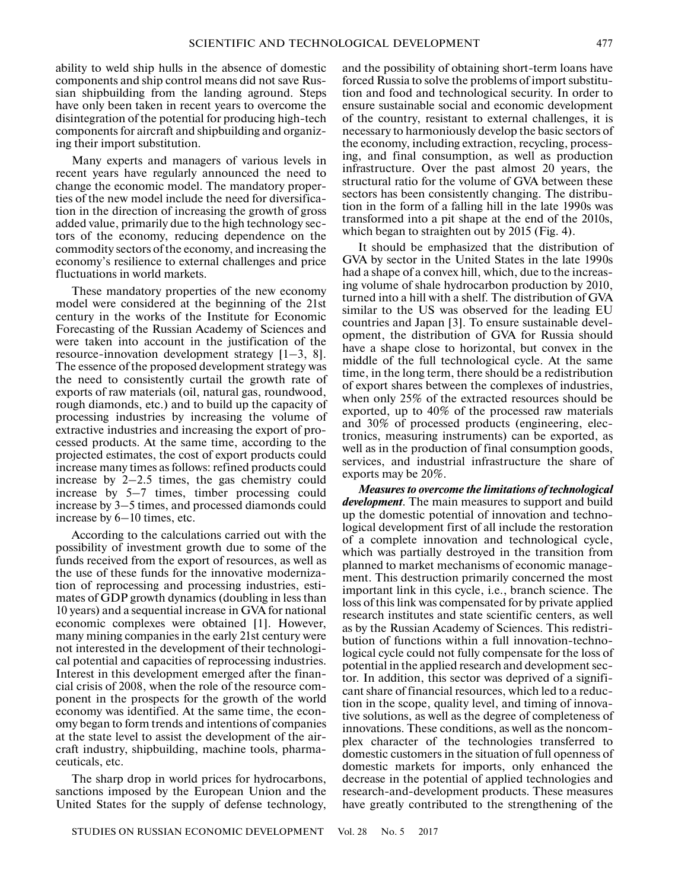ability to weld ship hulls in the absence of domestic components and ship control means did not save Russian shipbuilding from the landing aground. Steps have only been taken in recent years to overcome the disintegration of the potential for producing high-tech components for aircraft and shipbuilding and organizing their import substitution.

Many experts and managers of various levels in recent years have regularly announced the need to change the economic model. The mandatory properties of the new model include the need for diversification in the direction of increasing the growth of gross added value, primarily due to the high technology sectors of the economy, reducing dependence on the commodity sectors of the economy, and increasing the economy's resilience to external challenges and price fluctuations in world markets.

These mandatory properties of the new economy model were considered at the beginning of the 21st century in the works of the Institute for Economic Forecasting of the Russian Academy of Sciences and were taken into account in the justification of the resource-innovation development strategy [1–3, 8]. The essence of the proposed development strategy was the need to consistently curtail the growth rate of exports of raw materials (oil, natural gas, roundwood, rough diamonds, etc.) and to build up the capacity of processing industries by increasing the volume of extractive industries and increasing the export of processed products. At the same time, according to the projected estimates, the cost of export products could increase many times as follows: refined products could increase by 2–2.5 times, the gas chemistry could increase by 5–7 times, timber processing could increase by 3–5 times, and processed diamonds could increase by 6–10 times, etc.

According to the calculations carried out with the possibility of investment growth due to some of the funds received from the export of resources, as well as the use of these funds for the innovative modernization of reprocessing and processing industries, estimates of GDP growth dynamics (doubling in less than 10 years) and a sequential increase in GVA for national economic complexes were obtained [1]. However, many mining companies in the early 21st century were not interested in the development of their technological potential and capacities of reprocessing industries. Interest in this development emerged after the financial crisis of 2008, when the role of the resource component in the prospects for the growth of the world economy was identified. At the same time, the economy began to form trends and intentions of companies at the state level to assist the development of the aircraft industry, shipbuilding, machine tools, pharmaceuticals, etc.

The sharp drop in world prices for hydrocarbons, sanctions imposed by the European Union and the United States for the supply of defense technology, and the possibility of obtaining short-term loans have forced Russia to solve the problems of import substitution and food and technological security. In order to ensure sustainable social and economic development of the country, resistant to external challenges, it is necessary to harmoniously develop the basic sectors of the economy, including extraction, recycling, processing, and final consumption, as well as production infrastructure. Over the past almost 20 years, the structural ratio for the volume of GVA between these sectors has been consistently changing. The distribution in the form of a falling hill in the late 1990s was transformed into a pit shape at the end of the 2010s, which began to straighten out by 2015 (Fig. 4).

It should be emphasized that the distribution of GVA by sector in the United States in the late 1990s had a shape of a convex hill, which, due to the increasing volume of shale hydrocarbon production by 2010, turned into a hill with a shelf. The distribution of GVA similar to the US was observed for the leading EU countries and Japan [3]. To ensure sustainable development, the distribution of GVA for Russia should have a shape close to horizontal, but convex in the middle of the full technological cycle. At the same time, in the long term, there should be a redistribution of export shares between the complexes of industries, when only 25% of the extracted resources should be exported, up to 40% of the processed raw materials and 30% of processed products (engineering, electronics, measuring instruments) can be exported, as well as in the production of final consumption goods, services, and industrial infrastructure the share of exports may be 20%.

***Measures to overcome the limitations of technological development***. The main measures to support and build up the domestic potential of innovation and technological development first of all include the restoration of a complete innovation and technological cycle, which was partially destroyed in the transition from planned to market mechanisms of economic management. This destruction primarily concerned the most important link in this cycle, i.e., branch science. The loss of this link was compensated for by private applied research institutes and state scientific centers, as well as by the Russian Academy of Sciences. This redistribution of functions within a full innovation-technological cycle could not fully compensate for the loss of potential in the applied research and development sector. In addition, this sector was deprived of a significant share of financial resources, which led to a reduction in the scope, quality level, and timing of innovative solutions, as well as the degree of completeness of innovations. These conditions, as well as the noncomplex character of the technologies transferred to domestic customers in the situation of full openness of domestic markets for imports, only enhanced the decrease in the potential of applied technologies and research-and-development products. These measures have greatly contributed to the strengthening of the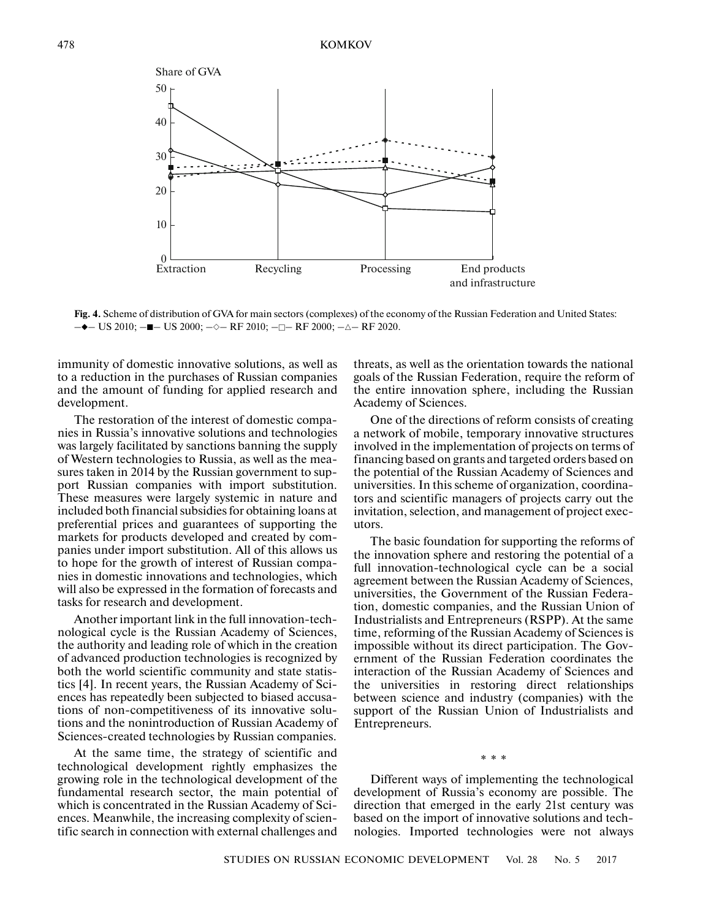Share of GVA

50

40

30

20

10

0

Extraction

Recycling

Processing

End products and infrastructure

**Fig. 4.** Scheme of distribution of GVA for main sectors (complexes) of the economy of the Russian Federation and United States: –◆– US 2010; –■– US 2000; –◇– RF 2010; –□– RF 2000; –△– RF 2020.

immunity of domestic innovative solutions, as well as to a reduction in the purchases of Russian companies and the amount of funding for applied research and development.

The restoration of the interest of domestic companies in Russia's innovative solutions and technologies was largely facilitated by sanctions banning the supply of Western technologies to Russia, as well as the measures taken in 2014 by the Russian government to support Russian companies with import substitution. These measures were largely systemic in nature and included both financial subsidies for obtaining loans at preferential prices and guarantees of supporting the markets for products developed and created by companies under import substitution. All of this allows us to hope for the growth of interest of Russian companies in domestic innovations and technologies, which will also be expressed in the formation of forecasts and tasks for research and development.

Another important link in the full innovation-technological cycle is the Russian Academy of Sciences, the authority and leading role of which in the creation of advanced production technologies is recognized by both the world scientific community and state statistics [4]. In recent years, the Russian Academy of Sciences has repeatedly been subjected to biased accusations of non-competitiveness of its innovative solutions and the nonintroduction of Russian Academy of Sciences-created technologies by Russian companies.

At the same time, the strategy of scientific and technological development rightly emphasizes the growing role in the technological development of the fundamental research sector, the main potential of which is concentrated in the Russian Academy of Sciences. Meanwhile, the increasing complexity of scientific search in connection with external challenges and threats, as well as the orientation towards the national goals of the Russian Federation, require the reform of the entire innovation sphere, including the Russian Academy of Sciences.

One of the directions of reform consists of creating a network of mobile, temporary innovative structures involved in the implementation of projects on terms of financing based on grants and targeted orders based on the potential of the Russian Academy of Sciences and universities. In this scheme of organization, coordinators and scientific managers of projects carry out the invitation, selection, and management of project executors.

The basic foundation for supporting the reforms of the innovation sphere and restoring the potential of a full innovation-technological cycle can be a social agreement between the Russian Academy of Sciences, universities, the Government of the Russian Federation, domestic companies, and the Russian Union of Industrialists and Entrepreneurs (RSPP). At the same time, reforming of the Russian Academy of Sciences is impossible without its direct participation. The Government of the Russian Federation coordinates the interaction of the Russian Academy of Sciences and the universities in restoring direct relationships between science and industry (companies) with the support of the Russian Union of Industrialists and Entrepreneurs.

\* \* \*

Different ways of implementing the technological development of Russia's economy are possible. The direction that emerged in the early 21st century was based on the import of innovative solutions and technologies. Imported technologies were not always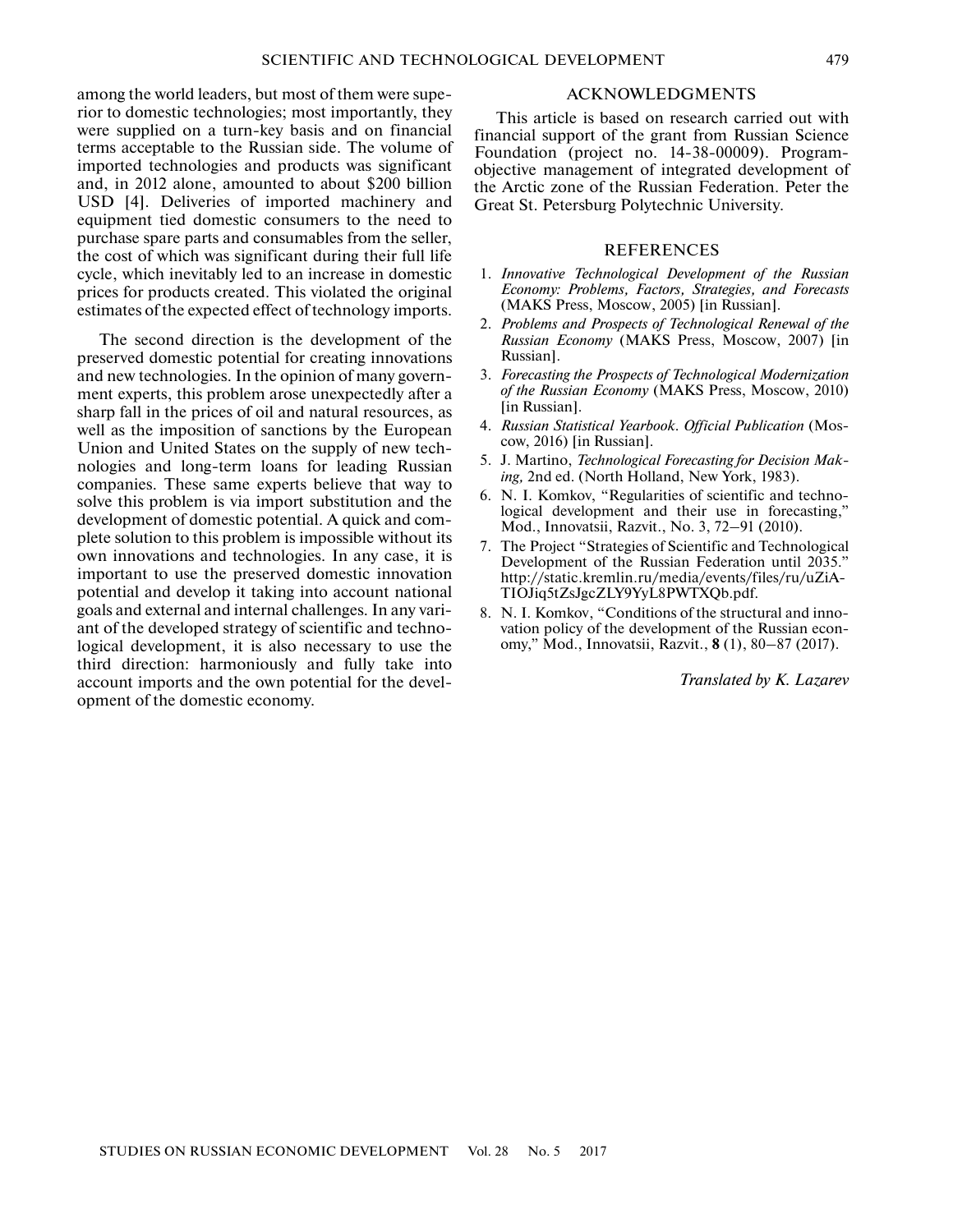among the world leaders, but most of them were superior to domestic technologies; most importantly, they were supplied on a turn-key basis and on financial terms acceptable to the Russian side. The volume of imported technologies and products was significant and, in 2012 alone, amounted to about $200 billion USD [4]. Deliveries of imported machinery and equipment tied domestic consumers to the need to purchase spare parts and consumables from the seller, the cost of which was significant during their full life cycle, which inevitably led to an increase in domestic prices for products created. This violated the original estimates of the expected effect of technology imports.

The second direction is the development of the preserved domestic potential for creating innovations and new technologies. In the opinion of many government experts, this problem arose unexpectedly after a sharp fall in the prices of oil and natural resources, as well as the imposition of sanctions by the European Union and United States on the supply of new technologies and long-term loans for leading Russian companies. These same experts believe that way to solve this problem is via import substitution and the development of domestic potential. A quick and complete solution to this problem is impossible without its own innovations and technologies. In any case, it is important to use the preserved domestic innovation potential and develop it taking into account national goals and external and internal challenges. In any variant of the developed strategy of scientific and technological development, it is also necessary to use the third direction: harmoniously and fully take into account imports and the own potential for the development of the domestic economy.

## ACKNOWLEDGMENTS

This article is based on research carried out with financial support of the grant from Russian Science Foundation (project no. 14-38-00009). Program-objective management of integrated development of the Arctic zone of the Russian Federation. Peter the Great St. Petersburg Polytechnic University.

## REFERENCES

1. *Innovative Technological Development of the Russian Economy: Problems, Factors, Strategies, and Forecasts* (MAKS Press, Moscow, 2005) [in Russian].
2. *Problems and Prospects of Technological Renewal of the Russian Economy* (MAKS Press, Moscow, 2007) [in Russian].
3. *Forecasting the Prospects of Technological Modernization of the Russian Economy* (MAKS Press, Moscow, 2010) [in Russian].
4. *Russian Statistical Yearbook. Official Publication* (Moscow, 2016) [in Russian].
5. J. Martino, *Technological Forecasting for Decision Making,* 2nd ed. (North Holland, New York, 1983).
6. N. I. Komkov, "Regularities of scientific and technological development and their use in forecasting," Mod., Innovatsii, Razvit., No. 3, 72–91 (2010).
7. The Project "Strategies of Scientific and Technological Development of the Russian Federation until 2035." http://static.kremlin.ru/media/events/files/ru/uZiATIOJiq5tZsJgcZLY9YyL8PWTXQb.pdf.
8. N. I. Komkov, "Conditions of the structural and innovation policy of the development of the Russian economy," Mod., Innovatsii, Razvit., **8** (1), 80–87 (2017).

*Translated by K. Lazarev*